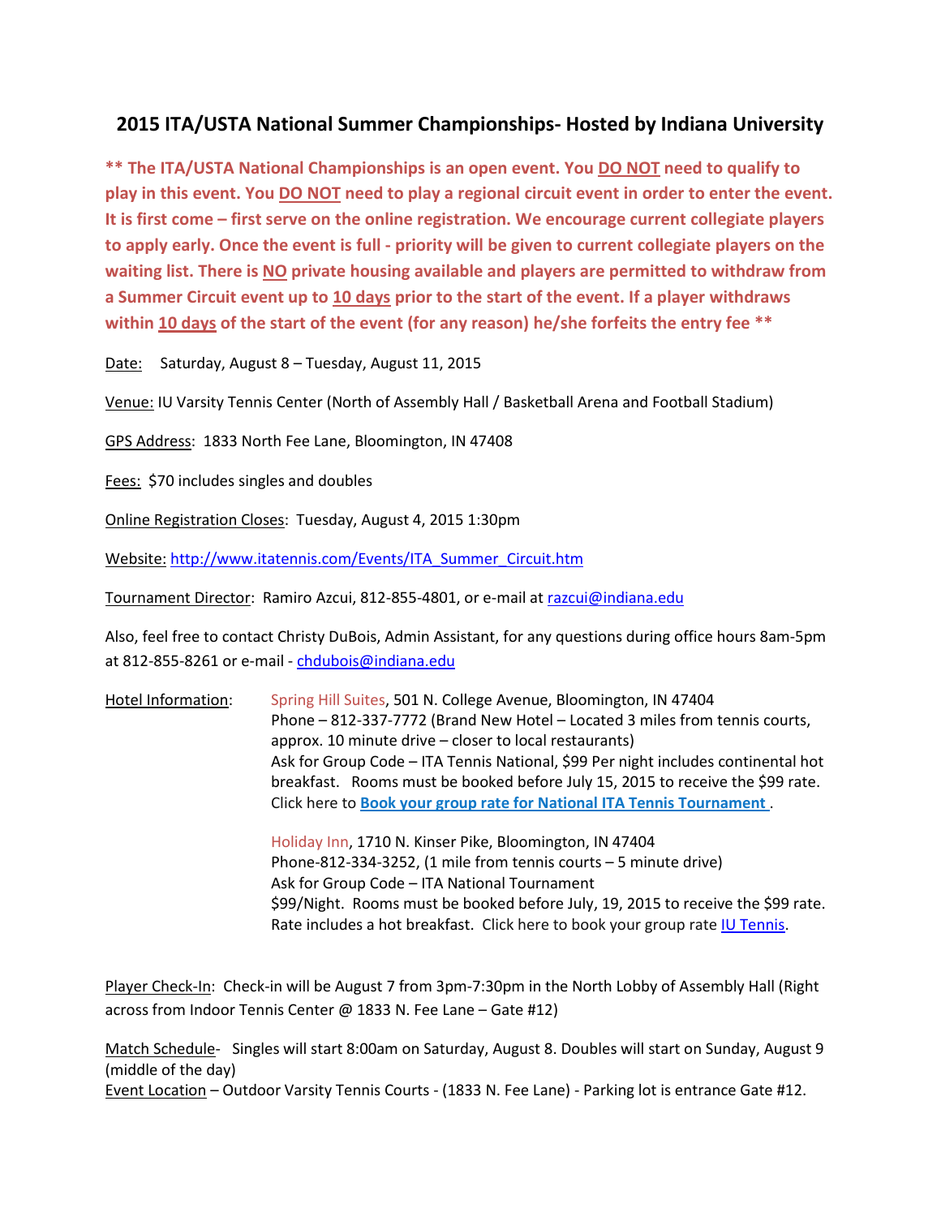# 2015 ITA/USTA National Summer Championships- Hosted by Indiana University

**** The ITA/USTA National Championships is an open event. You DO NOT need to qualify to play in this event. You DO NOT need to play a regional circuit event in order to enter the event. It is first come – first serve on the online registration. We encourage current collegiate players to apply early. Once the event is full - priority will be given to current collegiate players on the waiting list. There is NO private housing available and players are permitted to withdraw from a Summer Circuit event up to 10 days prior to the start of the event. If a player withdraws within 10 days of the start of the event (for any reason) he/she forfeits the entry fee ****

Date: Saturday, August 8 – Tuesday, August 11, 2015

Venue: IU Varsity Tennis Center (North of Assembly Hall / Basketball Arena and Football Stadium)

GPS Address: 1833 North Fee Lane, Bloomington, IN 47408

Fees: $70 includes singles and doubles

Online Registration Closes: Tuesday, August 4, 2015 1:30pm

Website: http://www.itatennis.com/Events/ITA_Summer_Circuit.htm

Tournament Director: Ramiro Azcui, 812-855-4801, or e-mail at razcui@indiana.edu

Also, feel free to contact Christy DuBois, Admin Assistant, for any questions during office hours 8am-5pm at 812-855-8261 or e-mail - chdubois@indiana.edu

Hotel Information:

Spring Hill Suites, 501 N. College Avenue, Bloomington, IN 47404
Phone – 812-337-7772 (Brand New Hotel – Located 3 miles from tennis courts, approx. 10 minute drive – closer to local restaurants)
Ask for Group Code – ITA Tennis National, $99 Per night includes continental hot breakfast. Rooms must be booked before July 15, 2015 to receive the $99 rate.
Click here to **Book your group rate for National ITA Tennis Tournament** .

Holiday Inn, 1710 N. Kinser Pike, Bloomington, IN 47404
Phone-812-334-3252, (1 mile from tennis courts – 5 minute drive)
Ask for Group Code – ITA National Tournament
$99/Night. Rooms must be booked before July, 19, 2015 to receive the $99 rate.
Rate includes a hot breakfast. Click here to book your group rate IU Tennis.

Player Check-In: Check-in will be August 7 from 3pm-7:30pm in the North Lobby of Assembly Hall (Right across from Indoor Tennis Center @ 1833 N. Fee Lane – Gate #12)

Match Schedule- Singles will start 8:00am on Saturday, August 8. Doubles will start on Sunday, August 9 (middle of the day)

Event Location – Outdoor Varsity Tennis Courts - (1833 N. Fee Lane) - Parking lot is entrance Gate #12.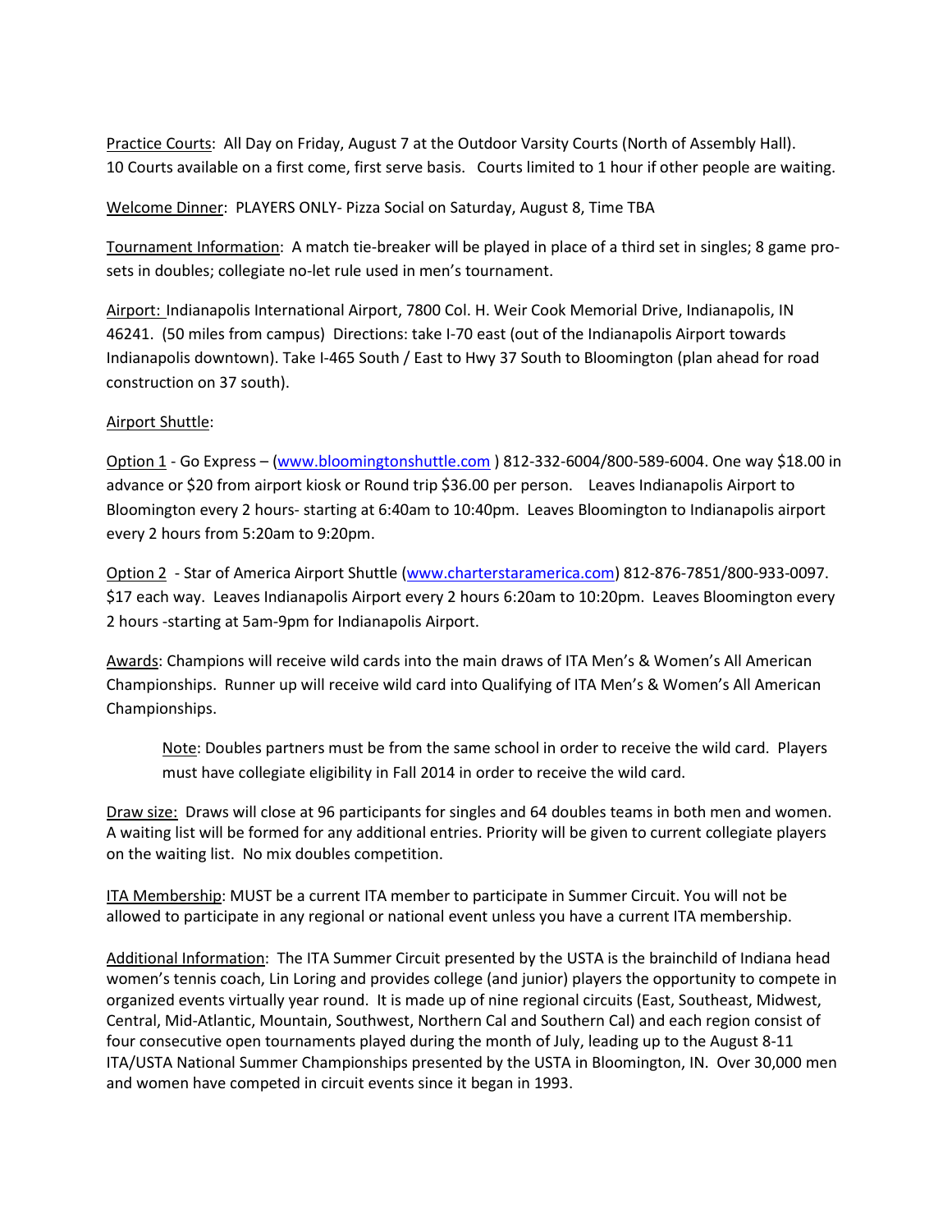Practice Courts: All Day on Friday, August 7 at the Outdoor Varsity Courts (North of Assembly Hall). 10 Courts available on a first come, first serve basis. Courts limited to 1 hour if other people are waiting.

Welcome Dinner: PLAYERS ONLY- Pizza Social on Saturday, August 8, Time TBA

Tournament Information: A match tie-breaker will be played in place of a third set in singles; 8 game pro-sets in doubles; collegiate no-let rule used in men's tournament.

Airport: Indianapolis International Airport, 7800 Col. H. Weir Cook Memorial Drive, Indianapolis, IN 46241. (50 miles from campus) Directions: take I-70 east (out of the Indianapolis Airport towards Indianapolis downtown). Take I-465 South / East to Hwy 37 South to Bloomington (plan ahead for road construction on 37 south).

Airport Shuttle:

Option 1 - Go Express – (www.bloomingtonshuttle.com ) 812-332-6004/800-589-6004. One way $18.00 in advance or $20 from airport kiosk or Round trip $36.00 per person. Leaves Indianapolis Airport to Bloomington every 2 hours- starting at 6:40am to 10:40pm. Leaves Bloomington to Indianapolis airport every 2 hours from 5:20am to 9:20pm.

Option 2 - Star of America Airport Shuttle (www.charterstaramerica.com) 812-876-7851/800-933-0097. $17 each way. Leaves Indianapolis Airport every 2 hours 6:20am to 10:20pm. Leaves Bloomington every 2 hours -starting at 5am-9pm for Indianapolis Airport.

Awards: Champions will receive wild cards into the main draws of ITA Men's & Women's All American Championships. Runner up will receive wild card into Qualifying of ITA Men's & Women's All American Championships.

> Note: Doubles partners must be from the same school in order to receive the wild card. Players must have collegiate eligibility in Fall 2014 in order to receive the wild card.

Draw size: Draws will close at 96 participants for singles and 64 doubles teams in both men and women. A waiting list will be formed for any additional entries. Priority will be given to current collegiate players on the waiting list. No mix doubles competition.

ITA Membership: MUST be a current ITA member to participate in Summer Circuit. You will not be allowed to participate in any regional or national event unless you have a current ITA membership.

Additional Information: The ITA Summer Circuit presented by the USTA is the brainchild of Indiana head women's tennis coach, Lin Loring and provides college (and junior) players the opportunity to compete in organized events virtually year round. It is made up of nine regional circuits (East, Southeast, Midwest, Central, Mid-Atlantic, Mountain, Southwest, Northern Cal and Southern Cal) and each region consist of four consecutive open tournaments played during the month of July, leading up to the August 8-11 ITA/USTA National Summer Championships presented by the USTA in Bloomington, IN. Over 30,000 men and women have competed in circuit events since it began in 1993.